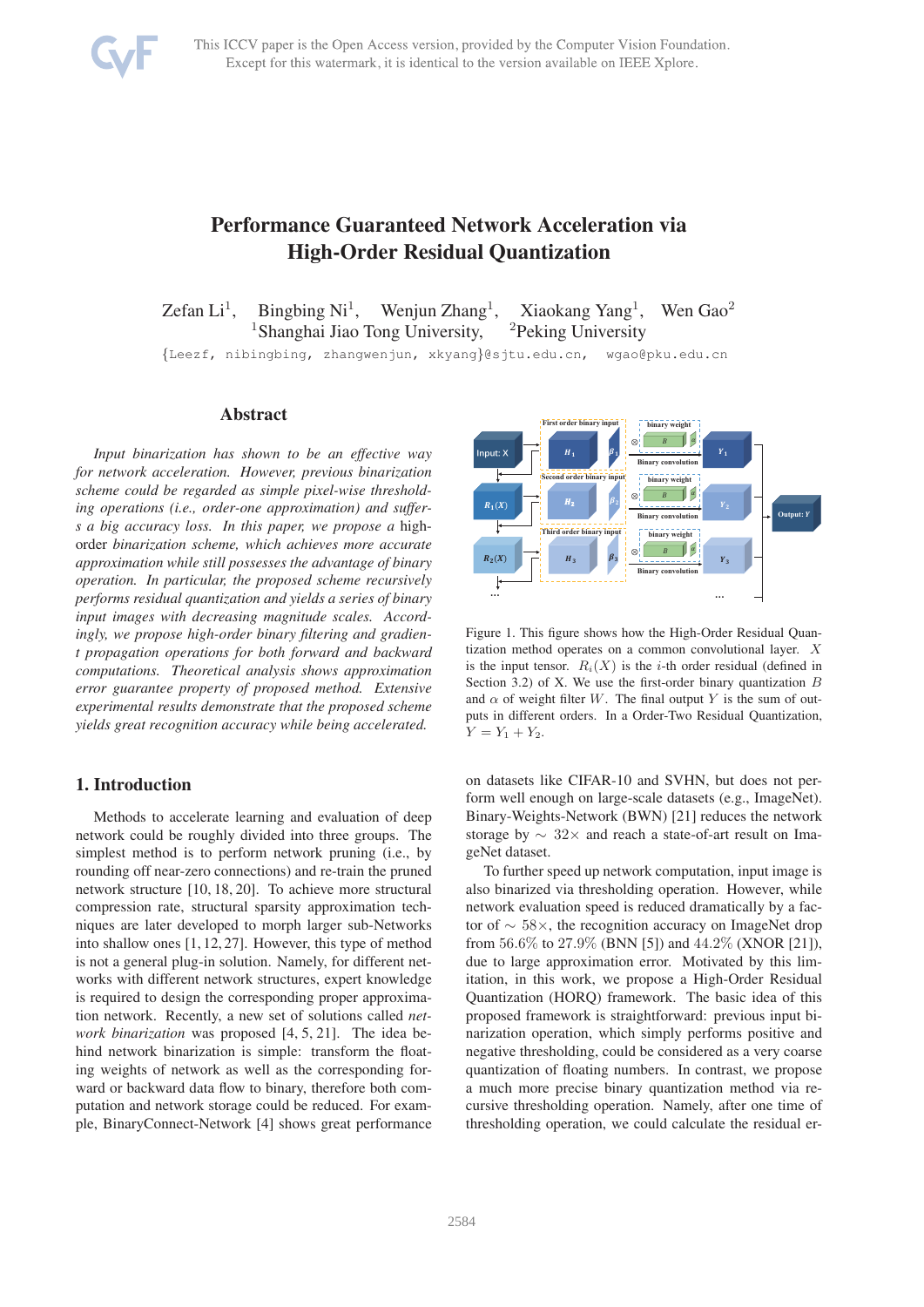# Performance Guaranteed Network Acceleration via High-Order Residual Quantization

Zefan Li[1], Bingbing Ni[1], Wenjun Zhang[1], Xiaokang Yang[1], Wen Gao[2]
[1]Shanghai Jiao Tong University, [2]Peking University

{Leezf, nibingbing, zhangwenjun, xkyang}@sjtu.edu.cn, wgao@pku.edu.cn

## Abstract

*Input binarization has shown to be an effective way for network acceleration. However, previous binarization scheme could be regarded as simple pixel-wise thresholding operations (i.e., order-one approximation) and suffers a big accuracy loss. In this paper, we propose a high-order binarization scheme, which achieves more accurate approximation while still possesses the advantage of binary operation. In particular, the proposed scheme recursively performs residual quantization and yields a series of binary input images with decreasing magnitude scales. Accordingly, we propose high-order binary filtering and gradient propagation operations for both forward and backward computations. Theoretical analysis shows approximation error guarantee property of proposed method. Extensive experimental results demonstrate that the proposed scheme yields great recognition accuracy while being accelerated.*

Figure 1. This figure shows how the High-Order Residual Quantization method operates on a common convolutional layer. $X$ is the input tensor. $R_i(X)$ is the $i$-th order residual (defined in Section 3.2) of X. We use the first-order binary quantization $B$ and $\alpha$ of weight filter $W$. The final output $Y$ is the sum of outputs in different orders. In a Order-Two Residual Quantization, $Y = Y_1 + Y_2$.

## 1. Introduction

Methods to accelerate learning and evaluation of deep network could be roughly divided into three groups. The simplest method is to perform network pruning (i.e., by rounding off near-zero connections) and re-train the pruned network structure [10, 18, 20]. To achieve more structural compression rate, structural sparsity approximation techniques are later developed to morph larger sub-Networks into shallow ones [1, 12, 27]. However, this type of method is not a general plug-in solution. Namely, for different networks with different network structures, expert knowledge is required to design the corresponding proper approximation network. Recently, a new set of solutions called *network binarization* was proposed [4, 5, 21]. The idea behind network binarization is simple: transform the floating weights of network as well as the corresponding forward or backward data flow to binary, therefore both computation and network storage could be reduced. For example, BinaryConnect-Network [4] shows great performance on datasets like CIFAR-10 and SVHN, but does not perform well enough on large-scale datasets (e.g., ImageNet). Binary-Weights-Network (BWN) [21] reduces the network storage by $\sim 32\times$ and reach a state-of-art result on ImageNet dataset.

To further speed up network computation, input image is also binarized via thresholding operation. However, while network evaluation speed is reduced dramatically by a factor of $\sim 58\times$, the recognition accuracy on ImageNet drop from $56.6\%$ to $27.9\%$ (BNN [5]) and $44.2\%$ (XNOR [21]), due to large approximation error. Motivated by this limitation, in this work, we propose a High-Order Residual Quantization (HORQ) framework. The basic idea of this proposed framework is straightforward: previous input binarization operation, which simply performs positive and negative thresholding, could be considered as a very coarse quantization of floating numbers. In contrast, we propose a much more precise binary quantization method via recursive thresholding operation. Namely, after one time of thresholding operation, we could calculate the residual er-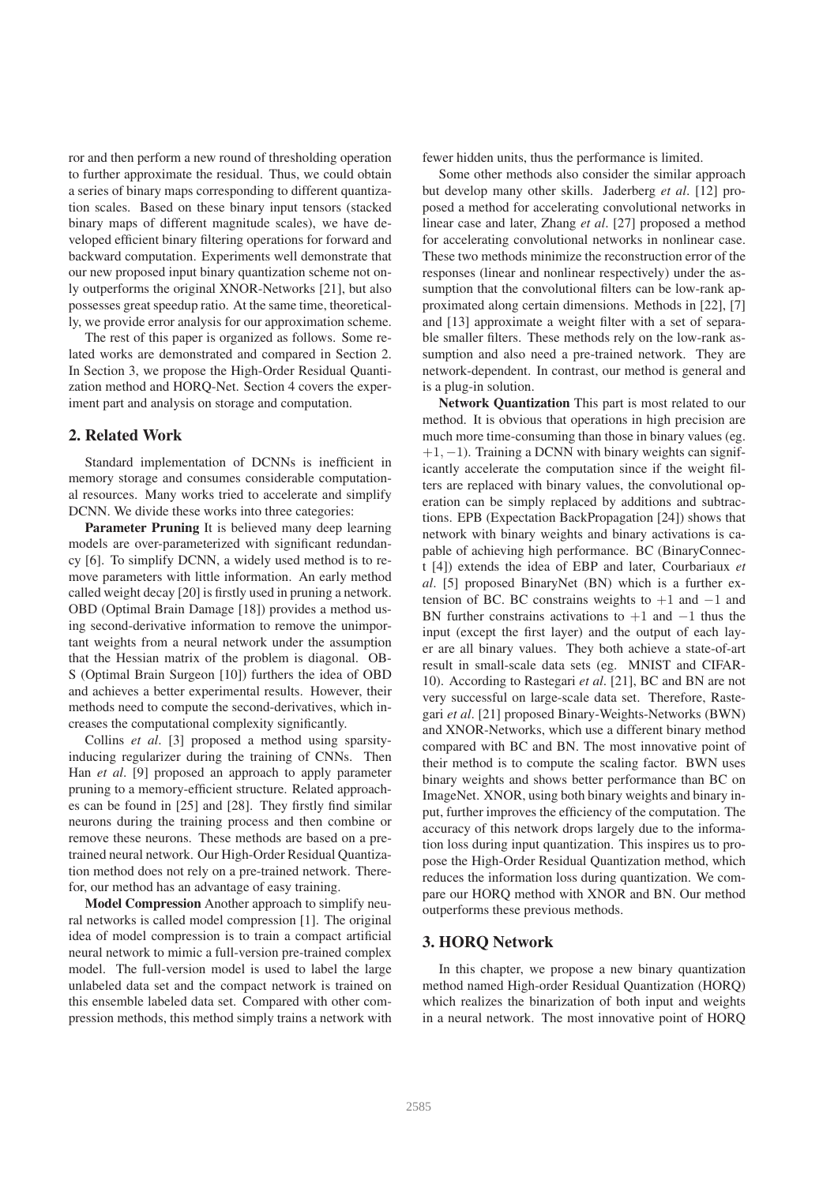ror and then perform a new round of thresholding operation to further approximate the residual. Thus, we could obtain a series of binary maps corresponding to different quantization scales. Based on these binary input tensors (stacked binary maps of different magnitude scales), we have developed efficient binary filtering operations for forward and backward computation. Experiments well demonstrate that our new proposed input binary quantization scheme not only outperforms the original XNOR-Networks [21], but also possesses great speedup ratio. At the same time, theoretically, we provide error analysis for our approximation scheme.

The rest of this paper is organized as follows. Some related works are demonstrated and compared in Section 2. In Section 3, we propose the High-Order Residual Quantization method and HORQ-Net. Section 4 covers the experiment part and analysis on storage and computation.

## 2. Related Work

Standard implementation of DCNNs is inefficient in memory storage and consumes considerable computational resources. Many works tried to accelerate and simplify DCNN. We divide these works into three categories:

**Parameter Pruning** It is believed many deep learning models are over-parameterized with significant redundancy [6]. To simplify DCNN, a widely used method is to remove parameters with little information. An early method called weight decay [20] is firstly used in pruning a network. OBD (Optimal Brain Damage [18]) provides a method using second-derivative information to remove the unimportant weights from a neural network under the assumption that the Hessian matrix of the problem is diagonal. OBS (Optimal Brain Surgeon [10]) furthers the idea of OBD and achieves a better experimental results. However, their methods need to compute the second-derivatives, which increases the computational complexity significantly.

Collins *et al*. [3] proposed a method using sparsity-inducing regularizer during the training of CNNs. Then Han *et al*. [9] proposed an approach to apply parameter pruning to a memory-efficient structure. Related approaches can be found in [25] and [28]. They firstly find similar neurons during the training process and then combine or remove these neurons. These methods are based on a pre-trained neural network. Our High-Order Residual Quantization method does not rely on a pre-trained network. Therefor, our method has an advantage of easy training.

**Model Compression** Another approach to simplify neural networks is called model compression [1]. The original idea of model compression is to train a compact artificial neural network to mimic a full-version pre-trained complex model. The full-version model is used to label the large unlabeled data set and the compact network is trained on this ensemble labeled data set. Compared with other compression methods, this method simply trains a network with fewer hidden units, thus the performance is limited.

Some other methods also consider the similar approach but develop many other skills. Jaderberg *et al*. [12] proposed a method for accelerating convolutional networks in linear case and later, Zhang *et al*. [27] proposed a method for accelerating convolutional networks in nonlinear case. These two methods minimize the reconstruction error of the responses (linear and nonlinear respectively) under the assumption that the convolutional filters can be low-rank approximated along certain dimensions. Methods in [22], [7] and [13] approximate a weight filter with a set of separable smaller filters. These methods rely on the low-rank assumption and also need a pre-trained network. They are network-dependent. In contrast, our method is general and is a plug-in solution.

**Network Quantization** This part is most related to our method. It is obvious that operations in high precision are much more time-consuming than those in binary values (eg. $+1, -1$). Training a DCNN with binary weights can significantly accelerate the computation since if the weight filters are replaced with binary values, the convolutional operation can be simply replaced by additions and subtractions. EPB (Expectation BackPropagation [24]) shows that network with binary weights and binary activations is capable of achieving high performance. BC (BinaryConnect [4]) extends the idea of EBP and later, Courbariaux *et al*. [5] proposed BinaryNet (BN) which is a further extension of BC. BC constrains weights to $+1$ and $-1$ and BN further constrains activations to $+1$ and $-1$ thus the input (except the first layer) and the output of each layer are all binary values. They both achieve a state-of-art result in small-scale data sets (eg. MNIST and CIFAR-10). According to Rastegari *et al*. [21], BC and BN are not very successful on large-scale data set. Therefore, Rastegari *et al*. [21] proposed Binary-Weights-Networks (BWN) and XNOR-Networks, which use a different binary method compared with BC and BN. The most innovative point of their method is to compute the scaling factor. BWN uses binary weights and shows better performance than BC on ImageNet. XNOR, using both binary weights and binary input, further improves the efficiency of the computation. The accuracy of this network drops largely due to the information loss during input quantization. This inspires us to propose the High-Order Residual Quantization method, which reduces the information loss during quantization. We compare our HORQ method with XNOR and BN. Our method outperforms these previous methods.

## 3. HORQ Network

In this chapter, we propose a new binary quantization method named High-order Residual Quantization (HORQ) which realizes the binarization of both input and weights in a neural network. The most innovative point of HORQ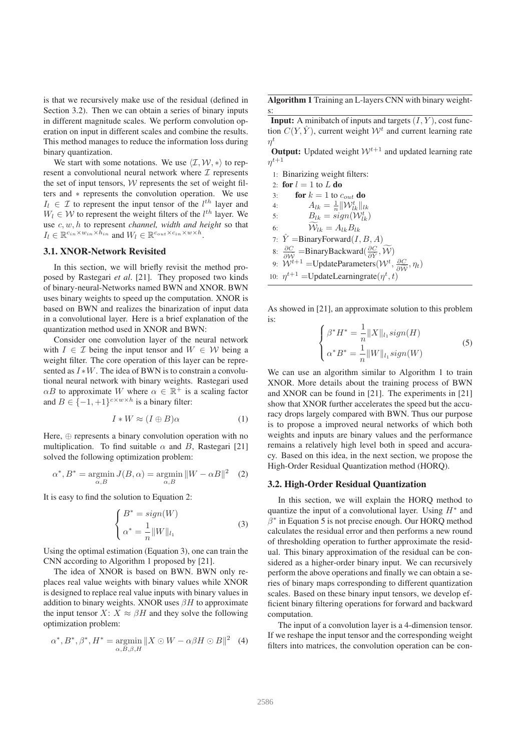is that we recursively make use of the residual (defined in Section 3.2). Then we can obtain a series of binary inputs in different magnitude scales. We perform convolution operation on input in different scales and combine the results. This method manages to reduce the information loss during binary quantization.

We start with some notations. We use $\langle \mathcal{I}, \mathcal{W}, * \rangle$ to represent a convolutional neural network where $\mathcal{I}$ represents the set of input tensors, $\mathcal{W}$ represents the set of weight filters and $*$ represents the convolution operation. We use $I_l \in \mathcal{I}$ to represent the input tensor of the $l^{th}$ layer and $W_l \in \mathcal{W}$ to represent the weight filters of the $l^{th}$ layer. We use $c, w, h$ to represent *channel, width and height* so that $I_l \in \mathbb{R}^{c_{in} \times w_{in} \times h_{in}}$ and $W_l \in \mathbb{R}^{c_{out} \times c_{in} \times w \times h}$.

### 3.1. XNOR-Network Revisited

In this section, we will briefly revisit the method proposed by Rastegari *et al*. [21]. They proposed two kinds of binary-neural-Networks named BWN and XNOR. BWN uses binary weights to speed up the computation. XNOR is based on BWN and realizes the binarization of input data in a convolutional layer. Here is a brief explanation of the quantization method used in XNOR and BWN:

Consider one convolution layer of the neural network with $I \in \mathcal{I}$ being the input tensor and $W \in \mathcal{W}$ being a weight filter. The core operation of this layer can be represented as $I * W$. The idea of BWN is to constrain a convolutional neural network with binary weights. Rastegari used $\alpha B$ to approximate $W$ where $\alpha \in \mathbb{R}^+$ is a scaling factor and $B \in \{-1, +1\}^{c \times w \times h}$ is a binary filter:

$$I * W \approx (I \oplus B)\alpha \tag{1}$$

Here, $\oplus$ represents a binary convolution operation with no multiplication. To find suitable $\alpha$ and $B$, Rastegari [21] solved the following optimization problem:

$$\alpha^*, B^* = \operatorname*{argmin}_{\alpha, B} J(B, \alpha) = \operatorname*{argmin}_{\alpha, B} \|W - \alpha B\|^2 \tag{2}$$

It is easy to find the solution to Equation 2:

$$\begin{cases} B^* = sign(W) \\ \alpha^* = \dfrac{1}{n}\|W\|_{l_1} \end{cases} \tag{3}$$

Using the optimal estimation (Equation 3), one can train the CNN according to Algorithm 1 proposed by [21].

The idea of XNOR is based on BWN. BWN only replaces real value weights with binary values while XNOR is designed to replace real value inputs with binary values in addition to binary weights. XNOR uses $\beta H$ to approximate the input tensor $X$: $X \approx \beta H$ and they solve the following optimization problem:

$$\alpha^*, B^*, \beta^*, H^* = \operatorname*{argmin}_{\alpha, B, \beta, H} \|X \odot W - \alpha\beta H \odot B\|^2 \tag{4}$$

**Algorithm 1** Training an L-layers CNN with binary weights:

**Input:** A minibatch of inputs and targets $(I, Y)$, cost function $C(Y, \hat{Y})$, current weight $\mathcal{W}^t$ and current learning rate $\eta^t$

**Output:** Updated weight $\mathcal{W}^{t+1}$ and updated learning rate $\eta^{t+1}$

1: Binarizing weight filters:
2: **for** $l = 1$ to $L$ **do**
3: &nbsp;&nbsp;&nbsp;&nbsp;**for** $k = 1$ to $c_{out}$ **do**
4: &nbsp;&nbsp;&nbsp;&nbsp;&nbsp;&nbsp;&nbsp;&nbsp;$A_{lk} = \frac{1}{n}\|\mathcal{W}_{lk}^t\|_{lk}$
5: &nbsp;&nbsp;&nbsp;&nbsp;&nbsp;&nbsp;&nbsp;&nbsp;$B_{lk} = sign(\mathcal{W}_{lk}^t)$
6: &nbsp;&nbsp;&nbsp;&nbsp;&nbsp;&nbsp;&nbsp;&nbsp;$\widetilde{\mathcal{W}}_{lk} = A_{lk}B_{lk}$
7: $\hat{Y}$ =BinaryForward$(I, B, A)$
8: $\frac{\partial C}{\partial \widetilde{\mathcal{W}}}$ =BinaryBackward$(\frac{\partial C}{\partial \hat{Y}}, \widetilde{\mathcal{W}})$
9: $\mathcal{W}^{t+1}$ =UpdateParameters$(\mathcal{W}^t, \frac{\partial C}{\partial \widetilde{\mathcal{W}}}, \eta_t)$
10: $\eta^{t+1}$ =UpdateLearningrate$(\eta^t, t)$

As showed in [21], an approximate solution to this problem is:

$$\begin{cases} \beta^* H^* = \dfrac{1}{n}\|X\|_{l_1} sign(H) \\ \alpha^* B^* = \dfrac{1}{n}\|W\|_{l_1} sign(W) \end{cases} \tag{5}$$

We can use an algorithm similar to Algorithm 1 to train XNOR. More details about the training process of BWN and XNOR can be found in [21]. The experiments in [21] show that XNOR further accelerates the speed but the accuracy drops largely compared with BWN. Thus our purpose is to propose a improved neural networks of which both weights and inputs are binary values and the performance remains a relatively high level both in speed and accuracy. Based on this idea, in the next section, we propose the High-Order Residual Quantization method (HORQ).

### 3.2. High-Order Residual Quantization

In this section, we will explain the HORQ method to quantize the input of a convolutional layer. Using $H^*$ and $\beta^*$ in Equation 5 is not precise enough. Our HORQ method calculates the residual error and then performs a new round of thresholding operation to further approximate the residual. This binary approximation of the residual can be considered as a higher-order binary input. We can recursively perform the above operations and finally we can obtain a series of binary maps corresponding to different quantization scales. Based on these binary input tensors, we develop efficient binary filtering operations for forward and backward computation.

The input of a convolution layer is a 4-dimension tensor. If we reshape the input tensor and the corresponding weight filters into matrices, the convolution operation can be con-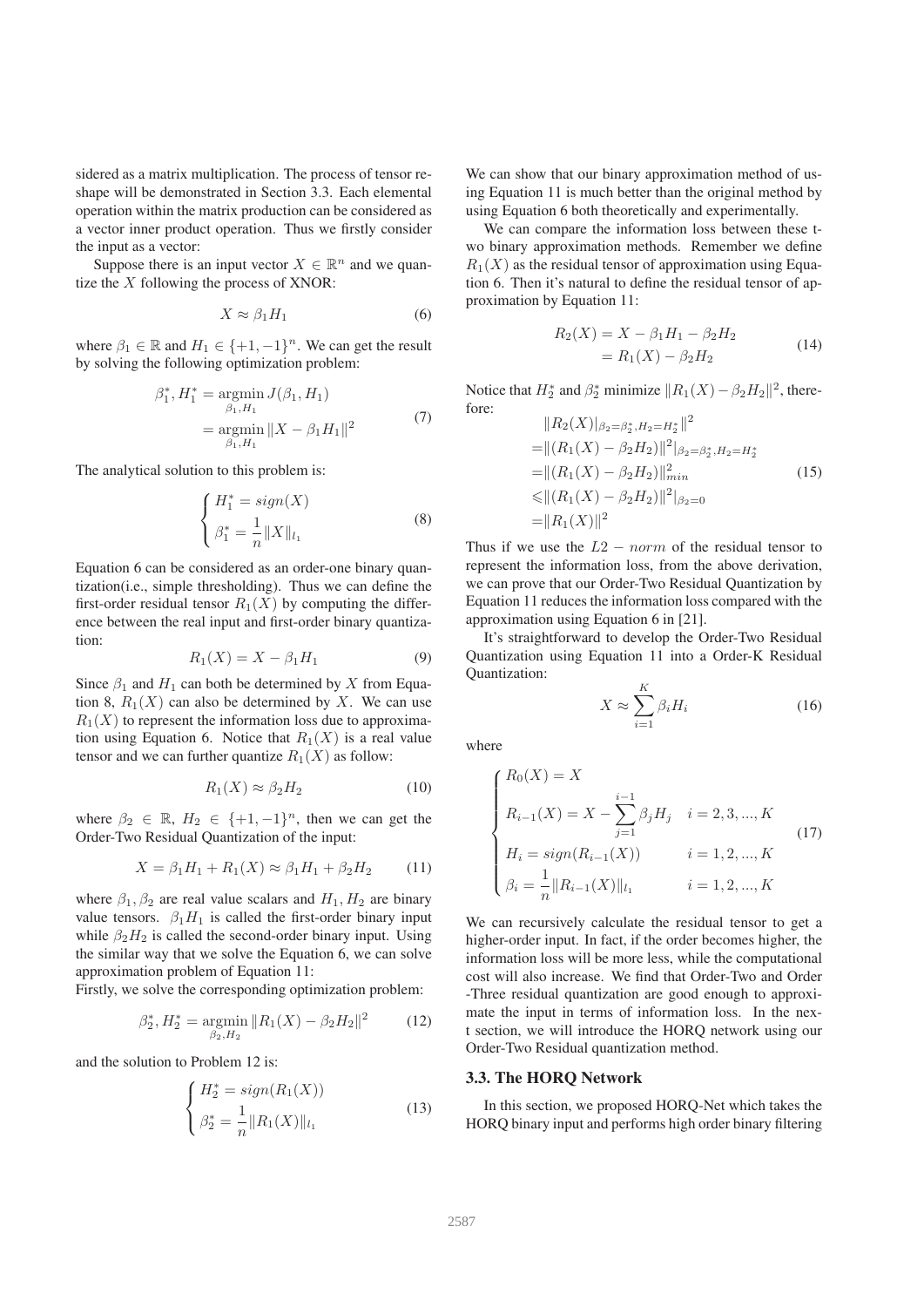sidered as a matrix multiplication. The process of tensor reshape will be demonstrated in Section 3.3. Each elemental operation within the matrix production can be considered as a vector inner product operation. Thus we firstly consider the input as a vector:

Suppose there is an input vector $X \in \mathbb{R}^n$ and we quantize the $X$ following the process of XNOR:

$$X \approx \beta_1 H_1 \tag{6}$$

where $\beta_1 \in \mathbb{R}$ and $H_1 \in \{+1, -1\}^n$. We can get the result by solving the following optimization problem:

$$\begin{aligned} \beta_1^*, H_1^* &= \operatorname*{argmin}_{\beta_1, H_1} J(\beta_1, H_1) \\ &= \operatorname*{argmin}_{\beta_1, H_1} \|X - \beta_1 H_1\|^2 \end{aligned} \tag{7}$$

The analytical solution to this problem is:

$$\begin{cases} H_1^* = sign(X) \\ \beta_1^* = \dfrac{1}{n}\|X\|_{l_1} \end{cases} \tag{8}$$

Equation 6 can be considered as an order-one binary quantization(i.e., simple thresholding). Thus we can define the first-order residual tensor $R_1(X)$ by computing the difference between the real input and first-order binary quantization:

$$R_1(X) = X - \beta_1 H_1 \tag{9}$$

Since $\beta_1$ and $H_1$ can both be determined by $X$ from Equation 8, $R_1(X)$ can also be determined by $X$. We can use $R_1(X)$ to represent the information loss due to approximation using Equation 6. Notice that $R_1(X)$ is a real value tensor and we can further quantize $R_1(X)$ as follow:

$$R_1(X) \approx \beta_2 H_2 \tag{10}$$

where $\beta_2 \in \mathbb{R}$, $H_2 \in \{+1, -1\}^n$, then we can get the Order-Two Residual Quantization of the input:

$$X = \beta_1 H_1 + R_1(X) \approx \beta_1 H_1 + \beta_2 H_2 \tag{11}$$

where $\beta_1, \beta_2$ are real value scalars and $H_1, H_2$ are binary value tensors. $\beta_1 H_1$ is called the first-order binary input while $\beta_2 H_2$ is called the second-order binary input. Using the similar way that we solve the Equation 6, we can solve approximation problem of Equation 11:

Firstly, we solve the corresponding optimization problem:

$$\beta_2^*, H_2^* = \operatorname*{argmin}_{\beta_2, H_2} \|R_1(X) - \beta_2 H_2\|^2 \tag{12}$$

and the solution to Problem 12 is:

$$\begin{cases} H_2^* = sign(R_1(X)) \\ \beta_2^* = \dfrac{1}{n}\|R_1(X)\|_{l_1} \end{cases} \tag{13}$$

We can show that our binary approximation method of using Equation 11 is much better than the original method by using Equation 6 both theoretically and experimentally.

We can compare the information loss between these two binary approximation methods. Remember we define $R_1(X)$ as the residual tensor of approximation using Equation 6. Then it's natural to define the residual tensor of approximation by Equation 11:

$$\begin{aligned} R_2(X) &= X - \beta_1 H_1 - \beta_2 H_2 \\ &= R_1(X) - \beta_2 H_2 \end{aligned} \tag{14}$$

Notice that $H_2^*$ and $\beta_2^*$ minimize $\|R_1(X) - \beta_2 H_2\|^2$, therefore:

$$\begin{aligned} &\|R_2(X)|_{\beta_2=\beta_2^*, H_2=H_2^*}\|^2 \\ =&\|(R_1(X) - \beta_2 H_2)\|^2|_{\beta_2=\beta_2^*, H_2=H_2^*} \\ =&\|(R_1(X) - \beta_2 H_2)\|^2_{min} \\ \leqslant&\|(R_1(X) - \beta_2 H_2)\|^2|_{\beta_2=0} \\ =&\|R_1(X)\|^2 \end{aligned} \tag{15}$$

Thus if we use the $L2 - norm$ of the residual tensor to represent the information loss, from the above derivation, we can prove that our Order-Two Residual Quantization by Equation 11 reduces the information loss compared with the approximation using Equation 6 in [21].

It's straightforward to develop the Order-Two Residual Quantization using Equation 11 into a Order-K Residual Quantization:

$$X \approx \sum_{i=1}^{K} \beta_i H_i \tag{16}$$

where

$$\begin{cases} R_0(X) = X \\ R_{i-1}(X) = X - \displaystyle\sum_{j=1}^{i-1} \beta_j H_j & i = 2, 3, ..., K \\ H_i = sign(R_{i-1}(X)) & i = 1, 2, ..., K \\ \beta_i = \dfrac{1}{n}\|R_{i-1}(X)\|_{l_1} & i = 1, 2, ..., K \end{cases} \tag{17}$$

We can recursively calculate the residual tensor to get a higher-order input. In fact, if the order becomes higher, the information loss will be more less, while the computational cost will also increase. We find that Order-Two and Order -Three residual quantization are good enough to approximate the input in terms of information loss. In the next section, we will introduce the HORQ network using our Order-Two Residual quantization method.

### 3.3. The HORQ Network

In this section, we proposed HORQ-Net which takes the HORQ binary input and performs high order binary filtering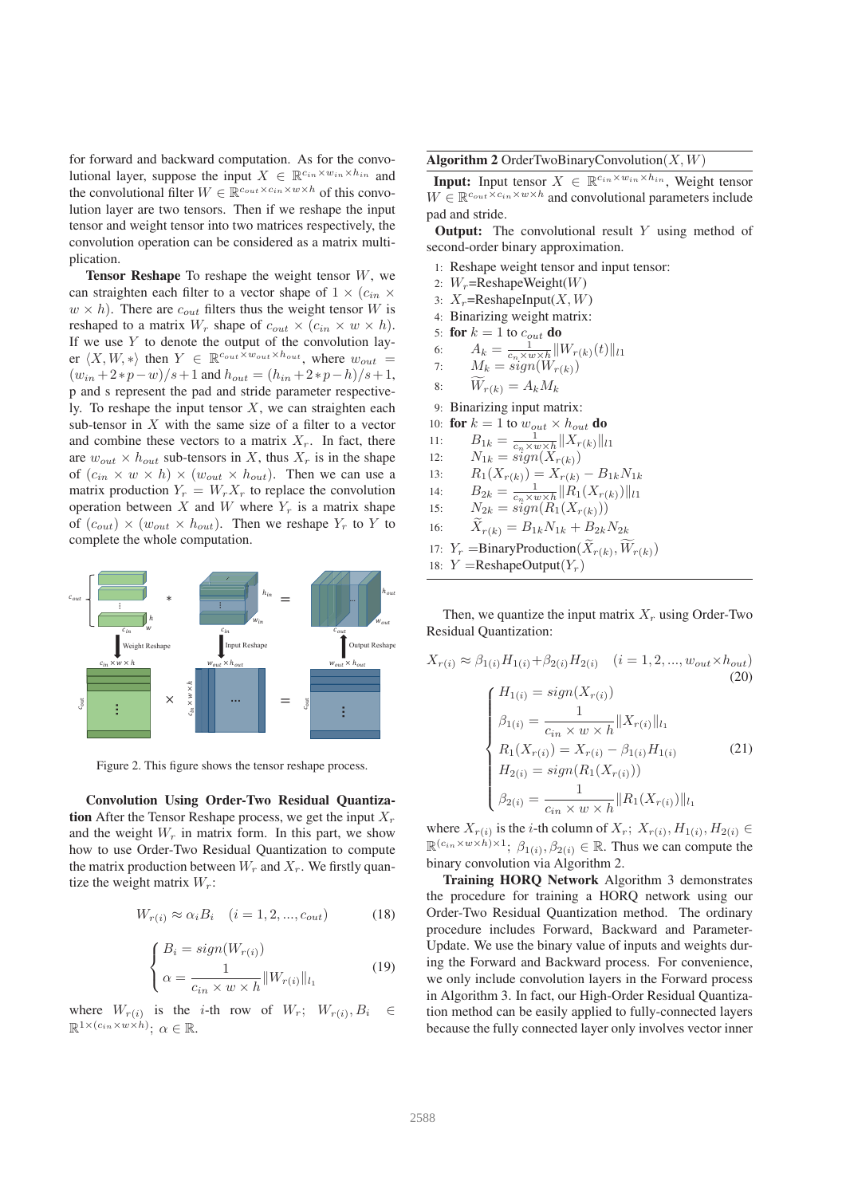for forward and backward computation. As for the convolutional layer, suppose the input $X \in \mathbb{R}^{c_{in} \times w_{in} \times h_{in}}$ and the convolutional filter $W \in \mathbb{R}^{c_{out} \times c_{in} \times w \times h}$ of this convolution layer are two tensors. Then if we reshape the input tensor and weight tensor into two matrices respectively, the convolution operation can be considered as a matrix multiplication.

**Tensor Reshape** To reshape the weight tensor $W$, we can straighten each filter to a vector shape of $1 \times (c_{in} \times w \times h)$. There are $c_{out}$ filters thus the weight tensor $W$ is reshaped to a matrix $W_r$ shape of $c_{out} \times (c_{in} \times w \times h)$. If we use $Y$ to denote the output of the convolution layer $\langle X, W, * \rangle$ then $Y \in \mathbb{R}^{c_{out} \times w_{out} \times h_{out}}$, where $w_{out} = (w_{in} + 2 * p - w)/s + 1$ and $h_{out} = (h_{in} + 2 * p - h)/s + 1$, p and s represent the pad and stride parameter respectively. To reshape the input tensor $X$, we can straighten each sub-tensor in $X$ with the same size of a filter to a vector and combine these vectors to a matrix $X_r$. In fact, there are $w_{out} \times h_{out}$ sub-tensors in $X$, thus $X_r$ is in the shape of $(c_{in} \times w \times h) \times (w_{out} \times h_{out})$. Then we can use a matrix production $Y_r = W_r X_r$ to replace the convolution operation between $X$ and $W$ where $Y_r$ is a matrix shape of $(c_{out}) \times (w_{out} \times h_{out})$. Then we reshape $Y_r$ to $Y$ to complete the whole computation.

Figure 2. This figure shows the tensor reshape process.

**Convolution Using Order-Two Residual Quantization** After the Tensor Reshape process, we get the input $X_r$ and the weight $W_r$ in matrix form. In this part, we show how to use Order-Two Residual Quantization to compute the matrix production between $W_r$ and $X_r$. We firstly quantize the weight matrix $W_r$:

$$W_{r(i)} \approx \alpha_i B_i \quad (i = 1, 2, ..., c_{out}) \tag{18}$$

$$\begin{cases} B_i = sign(W_{r(i)}) \\ \alpha = \dfrac{1}{c_{in} \times w \times h} \|W_{r(i)}\|_{l_1} \end{cases} \tag{19}$$

where $W_{r(i)}$ is the $i$-th row of $W_r$; $W_{r(i)}, B_i \in \mathbb{R}^{1 \times (c_{in} \times w \times h)}$; $\alpha \in \mathbb{R}$.

**Algorithm 2** OrderTwoBinaryConvolution$(X, W)$

**Input:** Input tensor $X \in \mathbb{R}^{c_{in} \times w_{in} \times h_{in}}$, Weight tensor $W \in \mathbb{R}^{c_{out} \times c_{in} \times w \times h}$ and convolutional parameters include pad and stride.

**Output:** The convolutional result $Y$ using method of second-order binary approximation.

1: Reshape weight tensor and input tensor:
2: $W_r$=ReshapeWeight($W$)
3: $X_r$=ReshapeInput($X, W$)
4: Binarizing weight matrix:
5: **for** $k = 1$ to $c_{out}$ **do**
6: $\quad A_k = \frac{1}{c_n \times w \times h} \|W_{r(k)}(t)\|_{l1}$
7: $\quad M_k = sign(W_{r(k)})$
8: $\quad \widetilde{W}_{r(k)} = A_k M_k$
9: Binarizing input matrix:
10: **for** $k = 1$ to $w_{out} \times h_{out}$ **do**
11: $\quad B_{1k} = \frac{1}{c_n \times w \times h} \|X_{r(k)}\|_{l1}$
12: $\quad N_{1k} = sign(X_{r(k)})$
13: $\quad R_1(X_{r(k)}) = X_{r(k)} - B_{1k} N_{1k}$
14: $\quad B_{2k} = \frac{1}{c_n \times w \times h} \|R_1(X_{r(k)})\|_{l1}$
15: $\quad N_{2k} = sign(R_1(X_{r(k)}))$
16: $\quad \widetilde{X}_{r(k)} = B_{1k} N_{1k} + B_{2k} N_{2k}$
17: $Y_r$ =BinaryProduction($\widetilde{X}_{r(k)}, \widetilde{W}_{r(k)}$)
18: $Y$ =ReshapeOutput($Y_r$)

Then, we quantize the input matrix $X_r$ using Order-Two Residual Quantization:

$$X_{r(i)} \approx \beta_{1(i)} H_{1(i)} + \beta_{2(i)} H_{2(i)} \quad (i = 1, 2, ..., w_{out} \times h_{out}) \tag{20}$$

$$\begin{cases} H_{1(i)} = sign(X_{r(i)}) \\ \beta_{1(i)} = \dfrac{1}{c_{in} \times w \times h} \|X_{r(i)}\|_{l_1} \\ R_1(X_{r(i)}) = X_{r(i)} - \beta_{1(i)} H_{1(i)} \\ H_{2(i)} = sign(R_1(X_{r(i)})) \\ \beta_{2(i)} = \dfrac{1}{c_{in} \times w \times h} \|R_1(X_{r(i)})\|_{l_1} \end{cases} \tag{21}$$

where $X_{r(i)}$ is the $i$-th column of $X_r$; $X_{r(i)}, H_{1(i)}, H_{2(i)} \in \mathbb{R}^{(c_{in} \times w \times h) \times 1}$; $\beta_{1(i)}, \beta_{2(i)} \in \mathbb{R}$. Thus we can compute the binary convolution via Algorithm 2.

**Training HORQ Network** Algorithm 3 demonstrates the procedure for training a HORQ network using our Order-Two Residual Quantization method. The ordinary procedure includes Forward, Backward and Parameter-Update. We use the binary value of inputs and weights during the Forward and Backward process. For convenience, we only include convolution layers in the Forward process in Algorithm 3. In fact, our High-Order Residual Quantization method can be easily applied to fully-connected layers because the fully connected layer only involves vector inner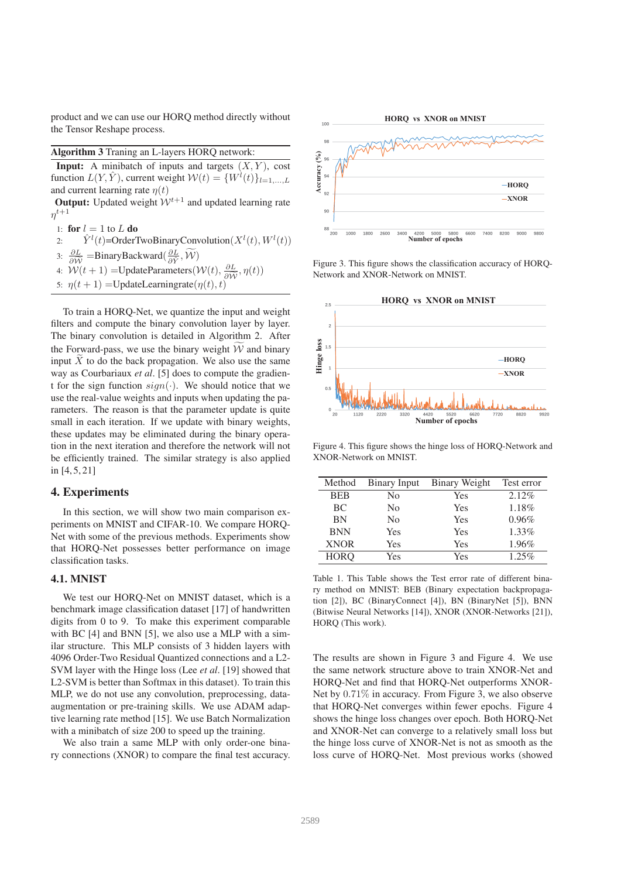product and we can use our HORQ method directly without the Tensor Reshape process.

---

**Algorithm 3** Traning an L-layers HORQ network:

**Input:** A minibatch of inputs and targets $(X, Y)$, cost function $L(Y, \hat{Y})$, current weight $\mathcal{W}(t) = \{W^l(t)\}_{l=1,\ldots,L}$ and current learning rate $\eta(t)$

**Output:** Updated weight $\mathcal{W}^{t+1}$ and updated learning rate $\eta^{t+1}$

1: **for** $l = 1$ to $L$ **do**
2: $\quad \hat{Y}^l(t)$=OrderTwoBinaryConvolution$(X^l(t), W^l(t))$
3: $\frac{\partial L}{\partial \widetilde{\mathcal{W}}}$ =BinaryBackward$(\frac{\partial L}{\partial \hat{Y}}, \widetilde{\mathcal{W}})$
4: $\mathcal{W}(t+1)$ =UpdateParameters$(\mathcal{W}(t), \frac{\partial L}{\partial \widetilde{\mathcal{W}}}, \eta(t))$
5: $\eta(t+1)$ =UpdateLearningrate$(\eta(t), t)$

---

To train a HORQ-Net, we quantize the input and weight filters and compute the binary convolution layer by layer. The binary convolution is detailed in Algorithm 2. After the Forward-pass, we use the binary weight $\widetilde{\mathcal{W}}$ and binary input $\widetilde{X}$ to do the back propagation. We also use the same way as Courbariaux *et al*. [5] does to compute the gradient for the sign function $sign(\cdot)$. We should notice that we use the real-value weights and inputs when updating the parameters. The reason is that the parameter update is quite small in each iteration. If we update with binary weights, these updates may be eliminated during the binary operation in the next iteration and therefore the network will not be efficiently trained. The similar strategy is also applied in [4, 5, 21]

## 4. Experiments

In this section, we will show two main comparison experiments on MNIST and CIFAR-10. We compare HORQ-Net with some of the previous methods. Experiments show that HORQ-Net possesses better performance on image classification tasks.

### 4.1. MNIST

We test our HORQ-Net on MNIST dataset, which is a benchmark image classification dataset [17] of handwritten digits from 0 to 9. To make this experiment comparable with BC [4] and BNN [5], we also use a MLP with a similar structure. This MLP consists of 3 hidden layers with 4096 Order-Two Residual Quantized connections and a L2-SVM layer with the Hinge loss (Lee *et al*. [19] showed that L2-SVM is better than Softmax in this dataset). To train this MLP, we do not use any convolution, preprocessing, data-augmentation or pre-training skills. We use ADAM adaptive learning rate method [15]. We use Batch Normalization with a minibatch of size 200 to speed up the training.

We also train a same MLP with only order-one binary connections (XNOR) to compare the final test accuracy.

Figure 3. This figure shows the classification accuracy of HORQ-Network and XNOR-Network on MNIST.

Figure 4. This figure shows the hinge loss of HORQ-Network and XNOR-Network on MNIST.

| Method | Binary Input | Binary Weight | Test error |
|---|---|---|---|
| BEB | No | Yes | 2.12% |
| BC | No | Yes | 1.18% |
| BN | No | Yes | 0.96% |
| BNN | Yes | Yes | 1.33% |
| XNOR | Yes | Yes | 1.96% |
| HORQ | Yes | Yes | 1.25% |

Table 1. This Table shows the Test error rate of different binary method on MNIST: BEB (Binary expectation backpropagation [2]), BC (BinaryConnect [4]), BN (BinaryNet [5]), BNN (Bitwise Neural Networks [14]), XNOR (XNOR-Networks [21]), HORQ (This work).

The results are shown in Figure 3 and Figure 4. We use the same network structure above to train XNOR-Net and HORQ-Net and find that HORQ-Net outperforms XNOR-Net by $0.71\%$ in accuracy. From Figure 3, we also observe that HORQ-Net converges within fewer epochs. Figure 4 shows the hinge loss changes over epoch. Both HORQ-Net and XNOR-Net can converge to a relatively small loss but the hinge loss curve of XNOR-Net is not as smooth as the loss curve of HORQ-Net. Most previous works (showed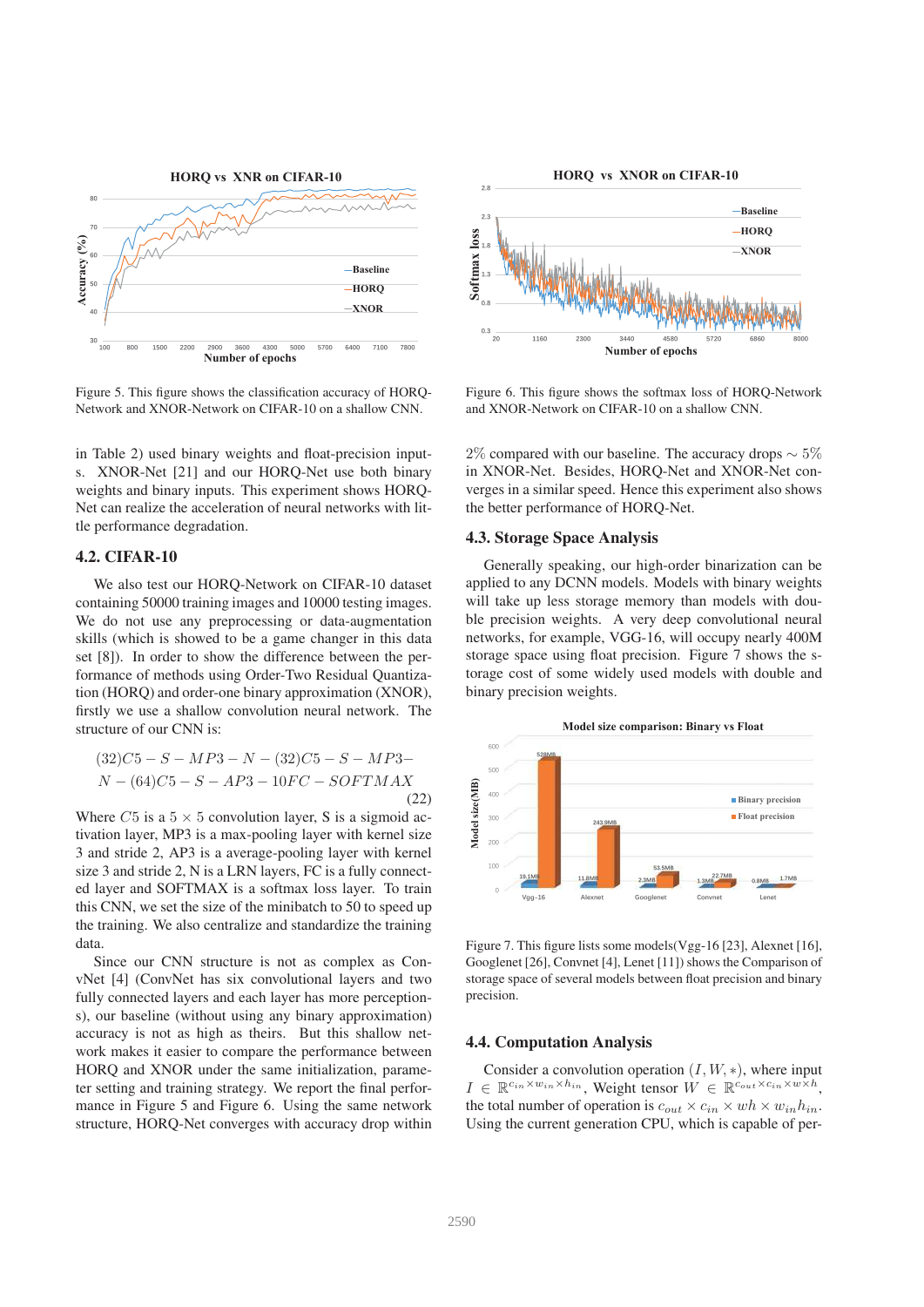Figure 5. This figure shows the classification accuracy of HORQ-Network and XNOR-Network on CIFAR-10 on a shallow CNN.

Figure 6. This figure shows the softmax loss of HORQ-Network and XNOR-Network on CIFAR-10 on a shallow CNN.

in Table 2) used binary weights and float-precision inputs. XNOR-Net [21] and our HORQ-Net use both binary weights and binary inputs. This experiment shows HORQ-Net can realize the acceleration of neural networks with little performance degradation.

## 4.2. CIFAR-10

We also test our HORQ-Network on CIFAR-10 dataset containing 50000 training images and 10000 testing images. We do not use any preprocessing or data-augmentation skills (which is showed to be a game changer in this data set [8]). In order to show the difference between the performance of methods using Order-Two Residual Quantization (HORQ) and order-one binary approximation (XNOR), firstly we use a shallow convolution neural network. The structure of our CNN is:

$$(32)C5 - S - MP3 - N - (32)C5 - S - MP3- \\ N - (64)C5 - S - AP3 - 10FC - SOFTMAX \tag{22}$$

Where $C5$ is a $5 \times 5$ convolution layer, S is a sigmoid activation layer, MP3 is a max-pooling layer with kernel size 3 and stride 2, AP3 is a average-pooling layer with kernel size 3 and stride 2, N is a LRN layers, FC is a fully connected layer and SOFTMAX is a softmax loss layer. To train this CNN, we set the size of the minibatch to 50 to speed up the training. We also centralize and standardize the training data.

Since our CNN structure is not as complex as ConvNet [4] (ConvNet has six convolutional layers and two fully connected layers and each layer has more perceptions), our baseline (without using any binary approximation) accuracy is not as high as theirs. But this shallow network makes it easier to compare the performance between HORQ and XNOR under the same initialization, parameter setting and training strategy. We report the final performance in Figure 5 and Figure 6. Using the same network structure, HORQ-Net converges with accuracy drop within 2% compared with our baseline. The accuracy drops $\sim 5\%$ in XNOR-Net. Besides, HORQ-Net and XNOR-Net converges in a similar speed. Hence this experiment also shows the better performance of HORQ-Net.

## 4.3. Storage Space Analysis

Generally speaking, our high-order binarization can be applied to any DCNN models. Models with binary weights will take up less storage memory than models with double precision weights. A very deep convolutional neural networks, for example, VGG-16, will occupy nearly 400M storage space using float precision. Figure 7 shows the storage cost of some widely used models with double and binary precision weights.

Figure 7. This figure lists some models(Vgg-16 [23], Alexnet [16], Googlenet [26], Convnet [4], Lenet [11]) shows the Comparison of storage space of several models between float precision and binary precision.

## 4.4. Computation Analysis

Consider a convolution operation $(I, W, *)$, where input $I \in \mathbb{R}^{c_{in} \times w_{in} \times h_{in}}$, Weight tensor $W \in \mathbb{R}^{c_{out} \times c_{in} \times w \times h}$, the total number of operation is $c_{out} \times c_{in} \times wh \times w_{in}h_{in}$. Using the current generation CPU, which is capable of per-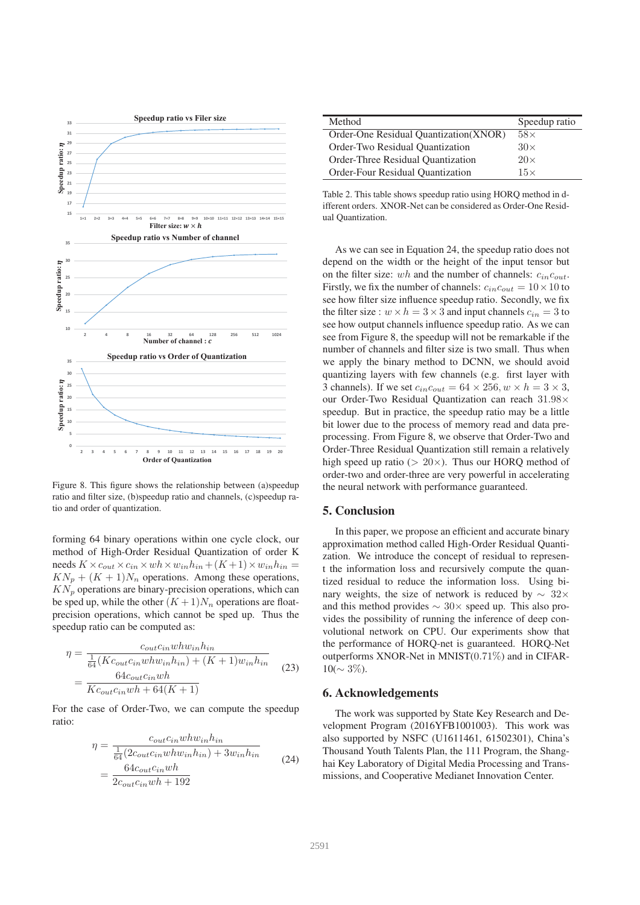Figure 8. This figure shows the relationship between (a)speedup ratio and filter size, (b)speedup ratio and channels, (c)speedup ratio and order of quantization.

forming 64 binary operations within one cycle clock, our method of High-Order Residual Quantization of order K needs $K \times c_{out} \times c_{in} \times wh \times w_{in}h_{in} + (K+1) \times w_{in}h_{in} = KN_p + (K+1)N_n$ operations. Among these operations, $KN_p$ operations are binary-precision operations, which can be sped up, while the other $(K+1)N_n$ operations are float-precision operations, which cannot be sped up. Thus the speedup ratio can be computed as:

$$\begin{aligned} \eta &= \frac{c_{out}c_{in}whw_{in}h_{in}}{\frac{1}{64}(Kc_{out}c_{in}whw_{in}h_{in}) + (K+1)w_{in}h_{in}} \\ &= \frac{64c_{out}c_{in}wh}{Kc_{out}c_{in}wh + 64(K+1)} \end{aligned} \tag{23}$$

For the case of Order-Two, we can compute the speedup ratio:

$$\begin{aligned} \eta &= \frac{c_{out}c_{in}whw_{in}h_{in}}{\frac{1}{64}(2c_{out}c_{in}whw_{in}h_{in}) + 3w_{in}h_{in}} \\ &= \frac{64c_{out}c_{in}wh}{2c_{out}c_{in}wh + 192} \end{aligned} \tag{24}$$

| Method | Speedup ratio |
|---|---|
| Order-One Residual Quantization(XNOR) | $58\times$ |
| Order-Two Residual Quantization | $30\times$ |
| Order-Three Residual Quantization | $20\times$ |
| Order-Four Residual Quantization | $15\times$ |

Table 2. This table shows speedup ratio using HORQ method in different orders. XNOR-Net can be considered as Order-One Residual Quantization.

As we can see in Equation 24, the speedup ratio does not depend on the width or the height of the input tensor but on the filter size: $wh$ and the number of channels: $c_{in}c_{out}$. Firstly, we fix the number of channels: $c_{in}c_{out} = 10 \times 10$ to see how filter size influence speedup ratio. Secondly, we fix the filter size : $w \times h = 3 \times 3$ and input channels $c_{in} = 3$ to see how output channels influence speedup ratio. As we can see from Figure 8, the speedup will not be remarkable if the number of channels and filter size is two small. Thus when we apply the binary method to DCNN, we should avoid quantizing layers with few channels (e.g. first layer with 3 channels). If we set $c_{in}c_{out} = 64 \times 256, w \times h = 3 \times 3$, our Order-Two Residual Quantization can reach $31.98\times$ speedup. But in practice, the speedup ratio may be a little bit lower due to the process of memory read and data preprocessing. From Figure 8, we observe that Order-Two and Order-Three Residual Quantization still remain a relatively high speed up ratio ($> 20\times$). Thus our HORQ method of order-two and order-three are very powerful in accelerating the neural network with performance guaranteed.

## 5. Conclusion

In this paper, we propose an efficient and accurate binary approximation method called High-Order Residual Quantization. We introduce the concept of residual to represent the information loss and recursively compute the quantized residual to reduce the information loss. Using binary weights, the size of network is reduced by $\sim 32\times$ and this method provides $\sim 30\times$ speed up. This also provides the possibility of running the inference of deep convolutional network on CPU. Our experiments show that the performance of HORQ-net is guaranteed. HORQ-Net outperforms XNOR-Net in MNIST($0.71\%$) and in CIFAR-10($\sim 3\%$).

## 6. Acknowledgements

The work was supported by State Key Research and Development Program (2016YFB1001003). This work was also supported by NSFC (U1611461, 61502301), China's Thousand Youth Talents Plan, the 111 Program, the Shanghai Key Laboratory of Digital Media Processing and Transmissions, and Cooperative Medianet Innovation Center.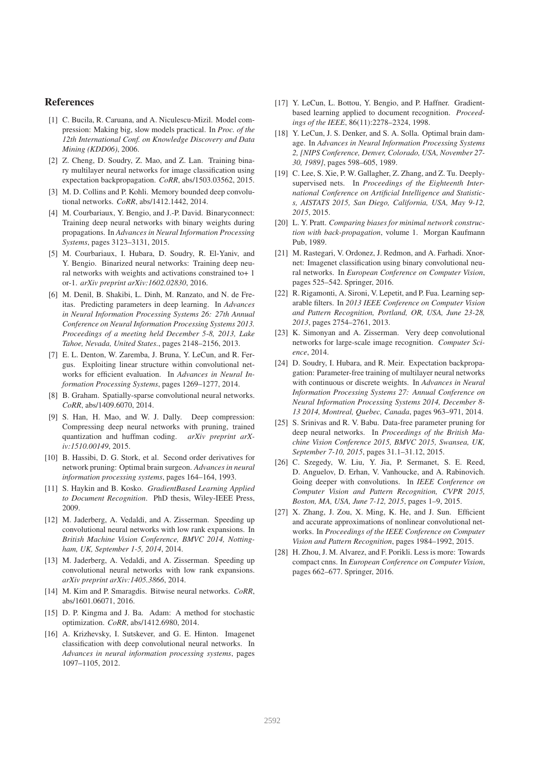## References

[1] C. Bucila, R. Caruana, and A. Niculescu-Mizil. Model compression: Making big, slow models practical. In *Proc. of the 12th International Conf. on Knowledge Discovery and Data Mining (KDD06)*, 2006.

[2] Z. Cheng, D. Soudry, Z. Mao, and Z. Lan. Training binary multilayer neural networks for image classification using expectation backpropagation. *CoRR*, abs/1503.03562, 2015.

[3] M. D. Collins and P. Kohli. Memory bounded deep convolutional networks. *CoRR*, abs/1412.1442, 2014.

[4] M. Courbariaux, Y. Bengio, and J.-P. David. Binaryconnect: Training deep neural networks with binary weights during propagations. In *Advances in Neural Information Processing Systems*, pages 3123–3131, 2015.

[5] M. Courbariaux, I. Hubara, D. Soudry, R. El-Yaniv, and Y. Bengio. Binarized neural networks: Training deep neural networks with weights and activations constrained to+ 1 or-1. *arXiv preprint arXiv:1602.02830*, 2016.

[6] M. Denil, B. Shakibi, L. Dinh, M. Ranzato, and N. de Freitas. Predicting parameters in deep learning. In *Advances in Neural Information Processing Systems 26: 27th Annual Conference on Neural Information Processing Systems 2013. Proceedings of a meeting held December 5-8, 2013, Lake Tahoe, Nevada, United States.*, pages 2148–2156, 2013.

[7] E. L. Denton, W. Zaremba, J. Bruna, Y. LeCun, and R. Fergus. Exploiting linear structure within convolutional networks for efficient evaluation. In *Advances in Neural Information Processing Systems*, pages 1269–1277, 2014.

[8] B. Graham. Spatially-sparse convolutional neural networks. *CoRR*, abs/1409.6070, 2014.

[9] S. Han, H. Mao, and W. J. Dally. Deep compression: Compressing deep neural networks with pruning, trained quantization and huffman coding. *arXiv preprint arXiv:1510.00149*, 2015.

[10] B. Hassibi, D. G. Stork, et al. Second order derivatives for network pruning: Optimal brain surgeon. *Advances in neural information processing systems*, pages 164–164, 1993.

[11] S. Haykin and B. Kosko. *GradientBased Learning Applied to Document Recognition*. PhD thesis, Wiley-IEEE Press, 2009.

[12] M. Jaderberg, A. Vedaldi, and A. Zisserman. Speeding up convolutional neural networks with low rank expansions. In *British Machine Vision Conference, BMVC 2014, Nottingham, UK, September 1-5, 2014*, 2014.

[13] M. Jaderberg, A. Vedaldi, and A. Zisserman. Speeding up convolutional neural networks with low rank expansions. *arXiv preprint arXiv:1405.3866*, 2014.

[14] M. Kim and P. Smaragdis. Bitwise neural networks. *CoRR*, abs/1601.06071, 2016.

[15] D. P. Kingma and J. Ba. Adam: A method for stochastic optimization. *CoRR*, abs/1412.6980, 2014.

[16] A. Krizhevsky, I. Sutskever, and G. E. Hinton. Imagenet classification with deep convolutional neural networks. In *Advances in neural information processing systems*, pages 1097–1105, 2012.

[17] Y. LeCun, L. Bottou, Y. Bengio, and P. Haffner. Gradient-based learning applied to document recognition. *Proceedings of the IEEE*, 86(11):2278–2324, 1998.

[18] Y. LeCun, J. S. Denker, and S. A. Solla. Optimal brain damage. In *Advances in Neural Information Processing Systems 2, [NIPS Conference, Denver, Colorado, USA, November 27-30, 1989]*, pages 598–605, 1989.

[19] C. Lee, S. Xie, P. W. Gallagher, Z. Zhang, and Z. Tu. Deeply-supervised nets. In *Proceedings of the Eighteenth International Conference on Artificial Intelligence and Statistics, AISTATS 2015, San Diego, California, USA, May 9-12, 2015*, 2015.

[20] L. Y. Pratt. *Comparing biases for minimal network construction with back-propagation*, volume 1. Morgan Kaufmann Pub, 1989.

[21] M. Rastegari, V. Ordonez, J. Redmon, and A. Farhadi. Xnor-net: Imagenet classification using binary convolutional neural networks. In *European Conference on Computer Vision*, pages 525–542. Springer, 2016.

[22] R. Rigamonti, A. Sironi, V. Lepetit, and P. Fua. Learning separable filters. In *2013 IEEE Conference on Computer Vision and Pattern Recognition, Portland, OR, USA, June 23-28, 2013*, pages 2754–2761, 2013.

[23] K. Simonyan and A. Zisserman. Very deep convolutional networks for large-scale image recognition. *Computer Science*, 2014.

[24] D. Soudry, I. Hubara, and R. Meir. Expectation backpropagation: Parameter-free training of multilayer neural networks with continuous or discrete weights. In *Advances in Neural Information Processing Systems 27: Annual Conference on Neural Information Processing Systems 2014, December 8-13 2014, Montreal, Quebec, Canada*, pages 963–971, 2014.

[25] S. Srinivas and R. V. Babu. Data-free parameter pruning for deep neural networks. In *Proceedings of the British Machine Vision Conference 2015, BMVC 2015, Swansea, UK, September 7-10, 2015*, pages 31.1–31.12, 2015.

[26] C. Szegedy, W. Liu, Y. Jia, P. Sermanet, S. E. Reed, D. Anguelov, D. Erhan, V. Vanhoucke, and A. Rabinovich. Going deeper with convolutions. In *IEEE Conference on Computer Vision and Pattern Recognition, CVPR 2015, Boston, MA, USA, June 7-12, 2015*, pages 1–9, 2015.

[27] X. Zhang, J. Zou, X. Ming, K. He, and J. Sun. Efficient and accurate approximations of nonlinear convolutional networks. In *Proceedings of the IEEE Conference on Computer Vision and Pattern Recognition*, pages 1984–1992, 2015.

[28] H. Zhou, J. M. Alvarez, and F. Porikli. Less is more: Towards compact cnns. In *European Conference on Computer Vision*, pages 662–677. Springer, 2016.